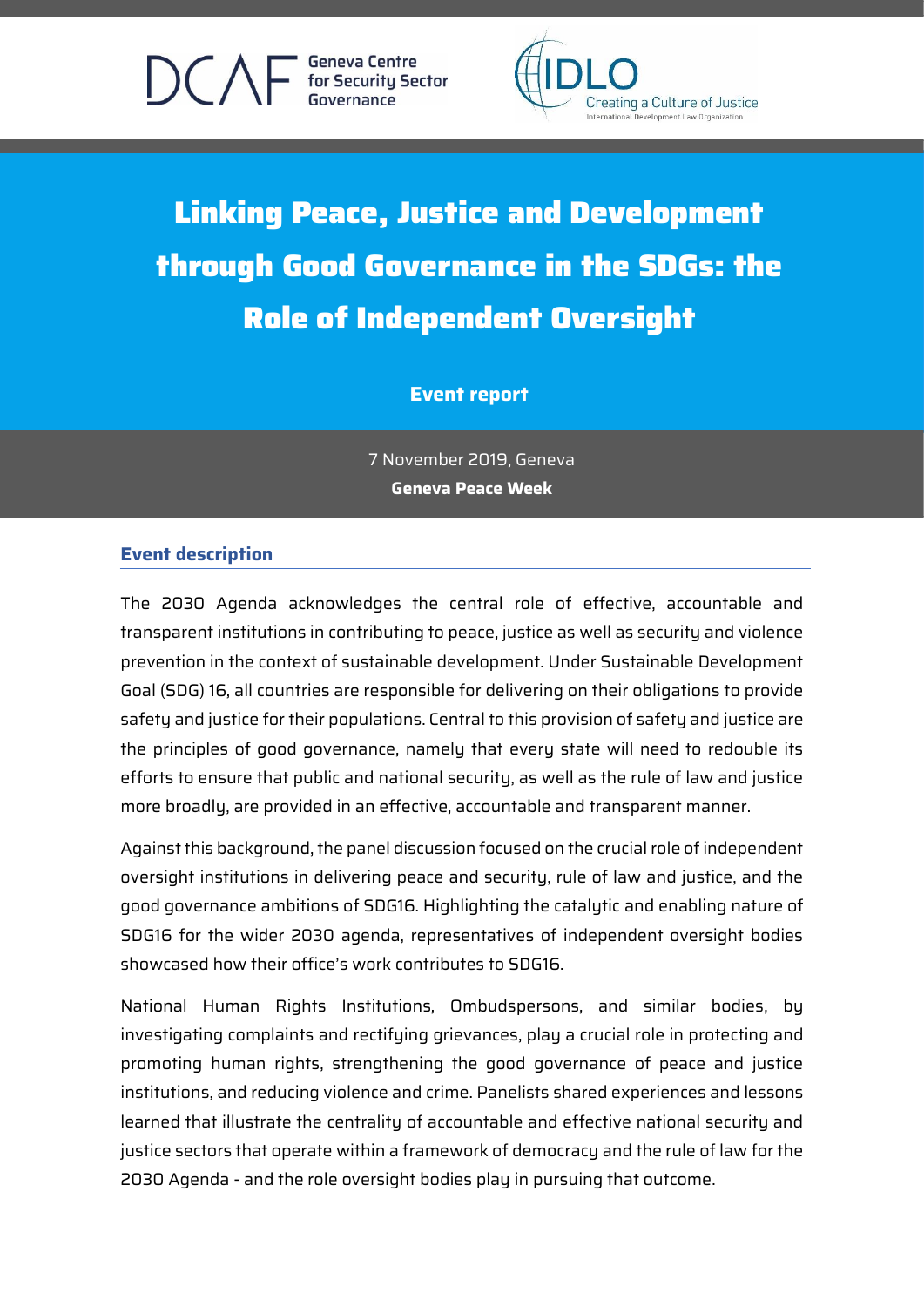Geneva Centre for Security Sector Governance

IDLO Creating a Culture of Justice
International Development Law Organization

# Linking Peace, Justice and Development through Good Governance in the SDGs: the Role of Independent Oversight

**Event report**

7 November 2019, Geneva
**Geneva Peace Week**

## Event description

The 2030 Agenda acknowledges the central role of effective, accountable and transparent institutions in contributing to peace, justice as well as security and violence prevention in the context of sustainable development. Under Sustainable Development Goal (SDG) 16, all countries are responsible for delivering on their obligations to provide safety and justice for their populations. Central to this provision of safety and justice are the principles of good governance, namely that every state will need to redouble its efforts to ensure that public and national security, as well as the rule of law and justice more broadly, are provided in an effective, accountable and transparent manner.

Against this background, the panel discussion focused on the crucial role of independent oversight institutions in delivering peace and security, rule of law and justice, and the good governance ambitions of SDG16. Highlighting the catalytic and enabling nature of SDG16 for the wider 2030 agenda, representatives of independent oversight bodies showcased how their office's work contributes to SDG16.

National Human Rights Institutions, Ombudspersons, and similar bodies, by investigating complaints and rectifying grievances, play a crucial role in protecting and promoting human rights, strengthening the good governance of peace and justice institutions, and reducing violence and crime. Panelists shared experiences and lessons learned that illustrate the centrality of accountable and effective national security and justice sectors that operate within a framework of democracy and the rule of law for the 2030 Agenda - and the role oversight bodies play in pursuing that outcome.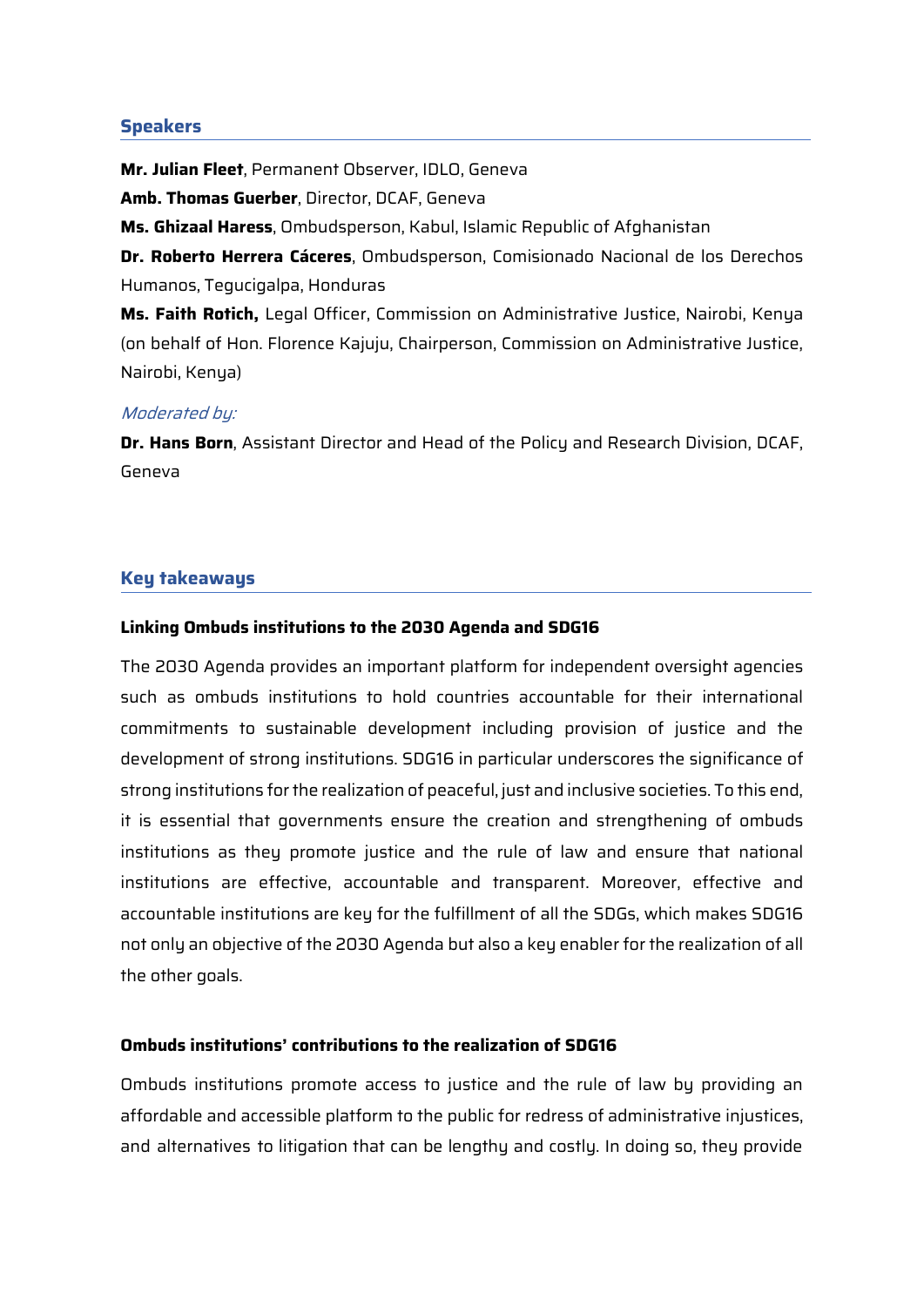## Speakers

**Mr. Julian Fleet**, Permanent Observer, IDLO, Geneva

**Amb. Thomas Guerber**, Director, DCAF, Geneva

**Ms. Ghizaal Haress**, Ombudsperson, Kabul, Islamic Republic of Afghanistan

**Dr. Roberto Herrera Cáceres**, Ombudsperson, Comisionado Nacional de los Derechos Humanos, Tegucigalpa, Honduras

**Ms. Faith Rotich,** Legal Officer, Commission on Administrative Justice, Nairobi, Kenya (on behalf of Hon. Florence Kajuju, Chairperson, Commission on Administrative Justice, Nairobi, Kenya)

*Moderated by:*

**Dr. Hans Born**, Assistant Director and Head of the Policy and Research Division, DCAF, Geneva

## Key takeaways

### Linking Ombuds institutions to the 2030 Agenda and SDG16

The 2030 Agenda provides an important platform for independent oversight agencies such as ombuds institutions to hold countries accountable for their international commitments to sustainable development including provision of justice and the development of strong institutions. SDG16 in particular underscores the significance of strong institutions for the realization of peaceful, just and inclusive societies. To this end, it is essential that governments ensure the creation and strengthening of ombuds institutions as they promote justice and the rule of law and ensure that national institutions are effective, accountable and transparent. Moreover, effective and accountable institutions are key for the fulfillment of all the SDGs, which makes SDG16 not only an objective of the 2030 Agenda but also a key enabler for the realization of all the other goals.

### Ombuds institutions' contributions to the realization of SDG16

Ombuds institutions promote access to justice and the rule of law by providing an affordable and accessible platform to the public for redress of administrative injustices, and alternatives to litigation that can be lengthy and costly. In doing so, they provide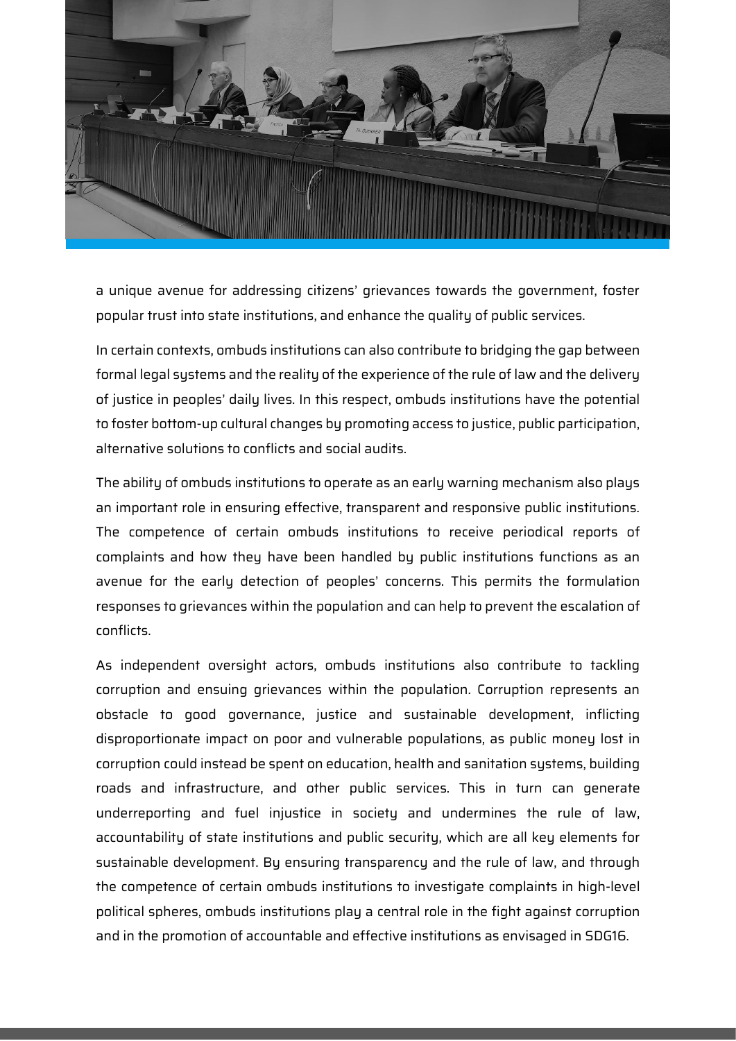a unique avenue for addressing citizens' grievances towards the government, foster popular trust into state institutions, and enhance the quality of public services.

In certain contexts, ombuds institutions can also contribute to bridging the gap between formal legal systems and the reality of the experience of the rule of law and the delivery of justice in peoples' daily lives. In this respect, ombuds institutions have the potential to foster bottom-up cultural changes by promoting access to justice, public participation, alternative solutions to conflicts and social audits.

The ability of ombuds institutions to operate as an early warning mechanism also plays an important role in ensuring effective, transparent and responsive public institutions. The competence of certain ombuds institutions to receive periodical reports of complaints and how they have been handled by public institutions functions as an avenue for the early detection of peoples' concerns. This permits the formulation responses to grievances within the population and can help to prevent the escalation of conflicts.

As independent oversight actors, ombuds institutions also contribute to tackling corruption and ensuing grievances within the population. Corruption represents an obstacle to good governance, justice and sustainable development, inflicting disproportionate impact on poor and vulnerable populations, as public money lost in corruption could instead be spent on education, health and sanitation systems, building roads and infrastructure, and other public services. This in turn can generate underreporting and fuel injustice in society and undermines the rule of law, accountability of state institutions and public security, which are all key elements for sustainable development. By ensuring transparency and the rule of law, and through the competence of certain ombuds institutions to investigate complaints in high-level political spheres, ombuds institutions play a central role in the fight against corruption and in the promotion of accountable and effective institutions as envisaged in SDG16.